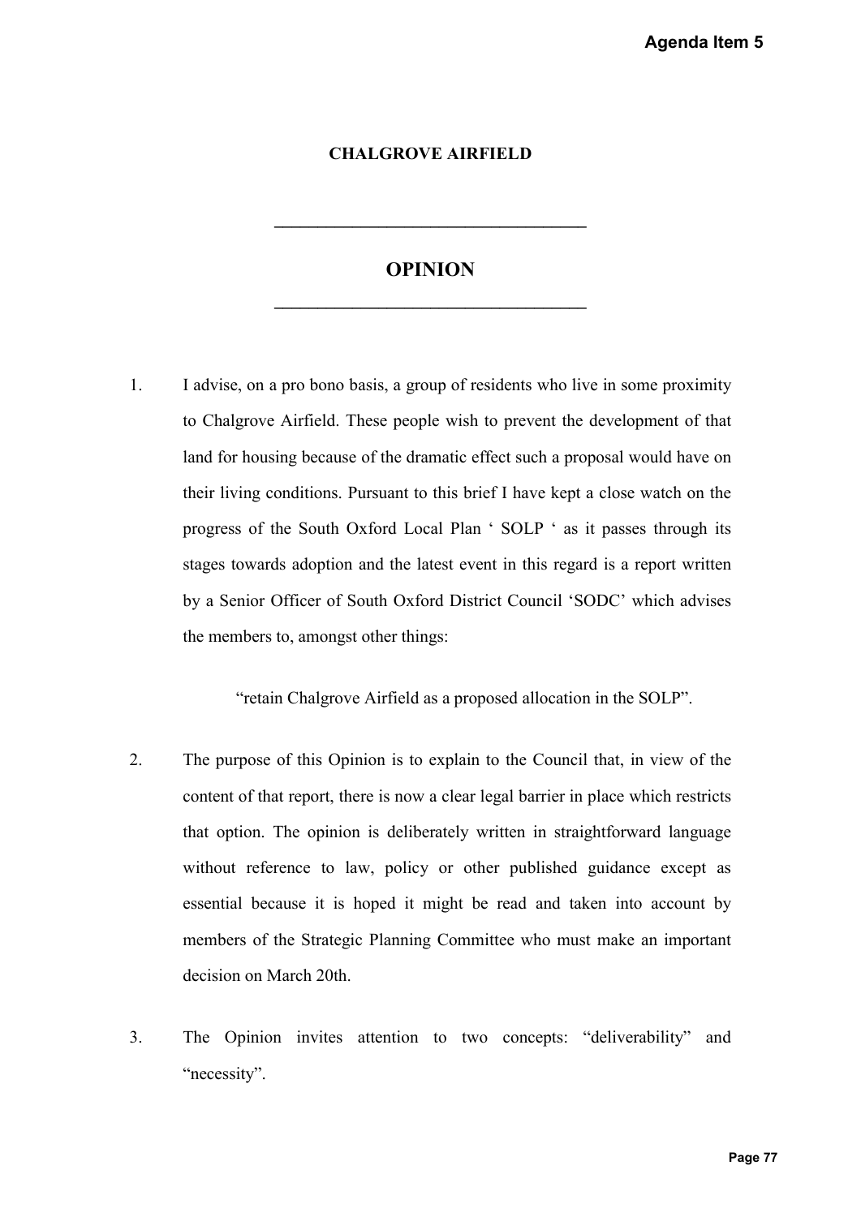# CHALGROVE AIRFIELD

---

## OPINION

---

1. I advise, on a pro bono basis, a group of residents who live in some proximity to Chalgrove Airfield. These people wish to prevent the development of that land for housing because of the dramatic effect such a proposal would have on their living conditions. Pursuant to this brief I have kept a close watch on the progress of the South Oxford Local Plan ' SOLP ' as it passes through its stages towards adoption and the latest event in this regard is a report written by a Senior Officer of South Oxford District Council 'SODC' which advises the members to, amongst other things:

   "retain Chalgrove Airfield as a proposed allocation in the SOLP".

2. The purpose of this Opinion is to explain to the Council that, in view of the content of that report, there is now a clear legal barrier in place which restricts that option. The opinion is deliberately written in straightforward language without reference to law, policy or other published guidance except as essential because it is hoped it might be read and taken into account by members of the Strategic Planning Committee who must make an important decision on March 20th.

3. The Opinion invites attention to two concepts: "deliverability" and "necessity".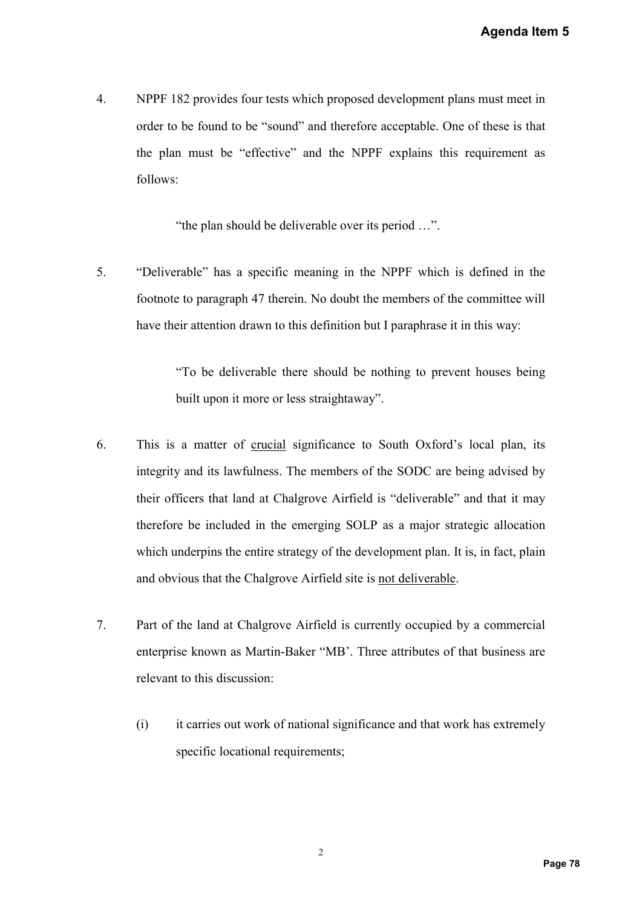4. NPPF 182 provides four tests which proposed development plans must meet in order to be found to be "sound" and therefore acceptable. One of these is that the plan must be "effective" and the NPPF explains this requirement as follows:

   > "the plan should be deliverable over its period …".

5. "Deliverable" has a specific meaning in the NPPF which is defined in the footnote to paragraph 47 therein. No doubt the members of the committee will have their attention drawn to this definition but I paraphrase it in this way:

   > "To be deliverable there should be nothing to prevent houses being built upon it more or less straightaway".

6. This is a matter of <u>crucial</u> significance to South Oxford's local plan, its integrity and its lawfulness. The members of the SODC are being advised by their officers that land at Chalgrove Airfield is "deliverable" and that it may therefore be included in the emerging SOLP as a major strategic allocation which underpins the entire strategy of the development plan. It is, in fact, plain and obvious that the Chalgrove Airfield site is <u>not deliverable</u>.

7. Part of the land at Chalgrove Airfield is currently occupied by a commercial enterprise known as Martin-Baker "MB'. Three attributes of that business are relevant to this discussion:

   (i) it carries out work of national significance and that work has extremely specific locational requirements;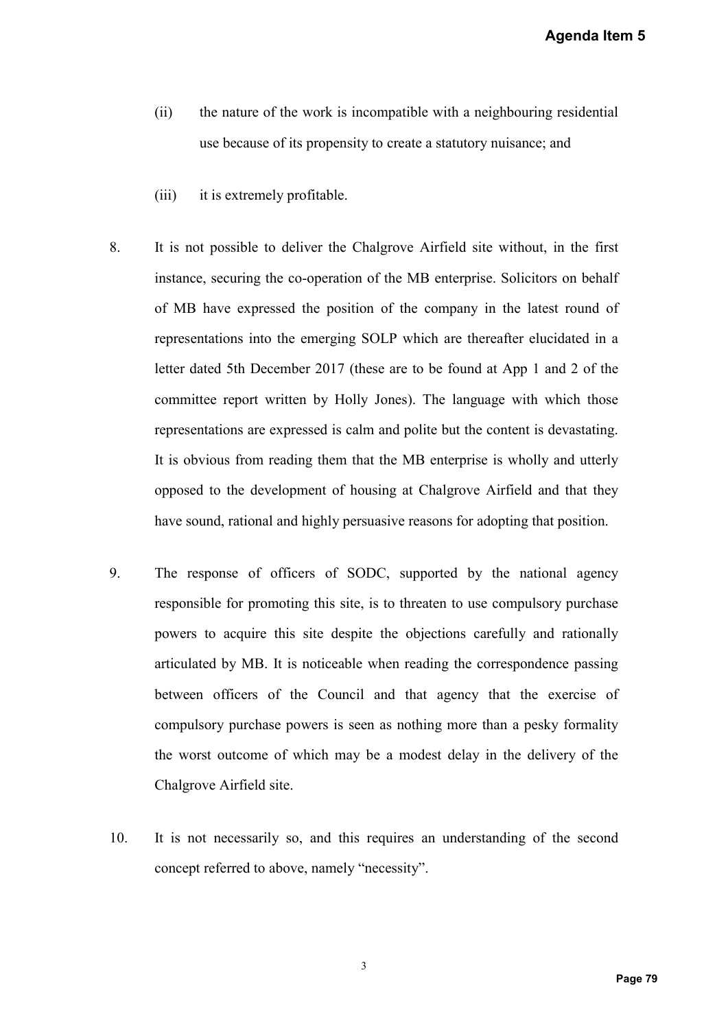(ii) the nature of the work is incompatible with a neighbouring residential use because of its propensity to create a statutory nuisance; and

(iii) it is extremely profitable.

8. It is not possible to deliver the Chalgrove Airfield site without, in the first instance, securing the co-operation of the MB enterprise. Solicitors on behalf of MB have expressed the position of the company in the latest round of representations into the emerging SOLP which are thereafter elucidated in a letter dated 5th December 2017 (these are to be found at App 1 and 2 of the committee report written by Holly Jones). The language with which those representations are expressed is calm and polite but the content is devastating. It is obvious from reading them that the MB enterprise is wholly and utterly opposed to the development of housing at Chalgrove Airfield and that they have sound, rational and highly persuasive reasons for adopting that position.

9. The response of officers of SODC, supported by the national agency responsible for promoting this site, is to threaten to use compulsory purchase powers to acquire this site despite the objections carefully and rationally articulated by MB. It is noticeable when reading the correspondence passing between officers of the Council and that agency that the exercise of compulsory purchase powers is seen as nothing more than a pesky formality the worst outcome of which may be a modest delay in the delivery of the Chalgrove Airfield site.

10. It is not necessarily so, and this requires an understanding of the second concept referred to above, namely "necessity".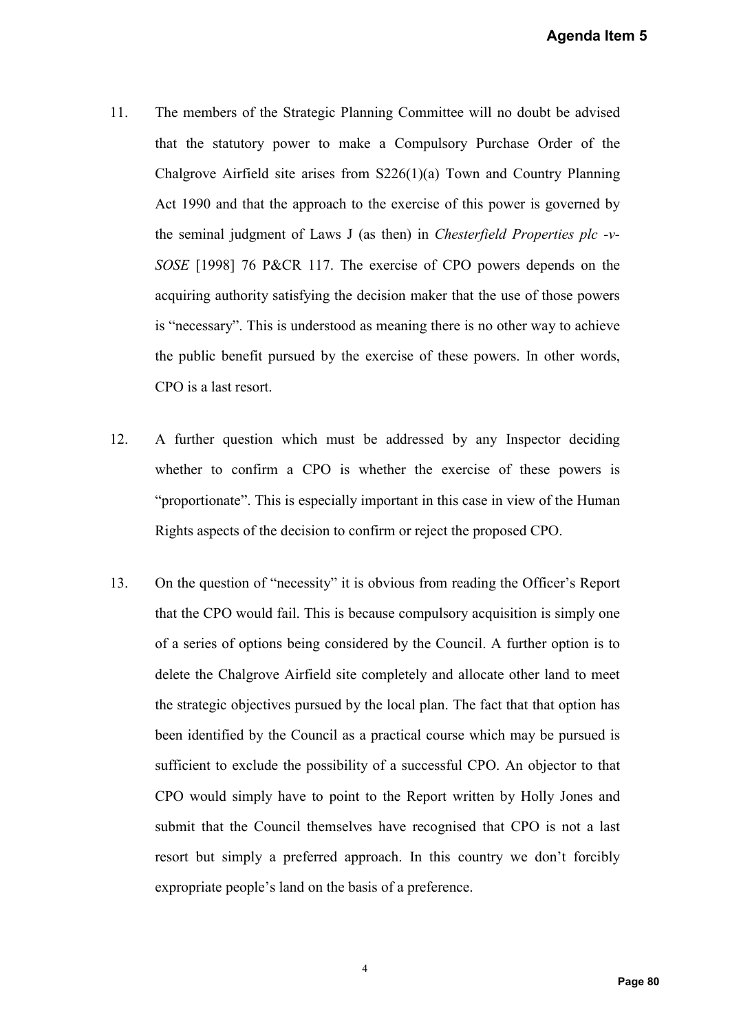11. The members of the Strategic Planning Committee will no doubt be advised that the statutory power to make a Compulsory Purchase Order of the Chalgrove Airfield site arises from S226(1)(a) Town and Country Planning Act 1990 and that the approach to the exercise of this power is governed by the seminal judgment of Laws J (as then) in *Chesterfield Properties plc -v- SOSE* [1998] 76 P&CR 117. The exercise of CPO powers depends on the acquiring authority satisfying the decision maker that the use of those powers is "necessary". This is understood as meaning there is no other way to achieve the public benefit pursued by the exercise of these powers. In other words, CPO is a last resort.

12. A further question which must be addressed by any Inspector deciding whether to confirm a CPO is whether the exercise of these powers is "proportionate". This is especially important in this case in view of the Human Rights aspects of the decision to confirm or reject the proposed CPO.

13. On the question of "necessity" it is obvious from reading the Officer's Report that the CPO would fail. This is because compulsory acquisition is simply one of a series of options being considered by the Council. A further option is to delete the Chalgrove Airfield site completely and allocate other land to meet the strategic objectives pursued by the local plan. The fact that that option has been identified by the Council as a practical course which may be pursued is sufficient to exclude the possibility of a successful CPO. An objector to that CPO would simply have to point to the Report written by Holly Jones and submit that the Council themselves have recognised that CPO is not a last resort but simply a preferred approach. In this country we don't forcibly expropriate people's land on the basis of a preference.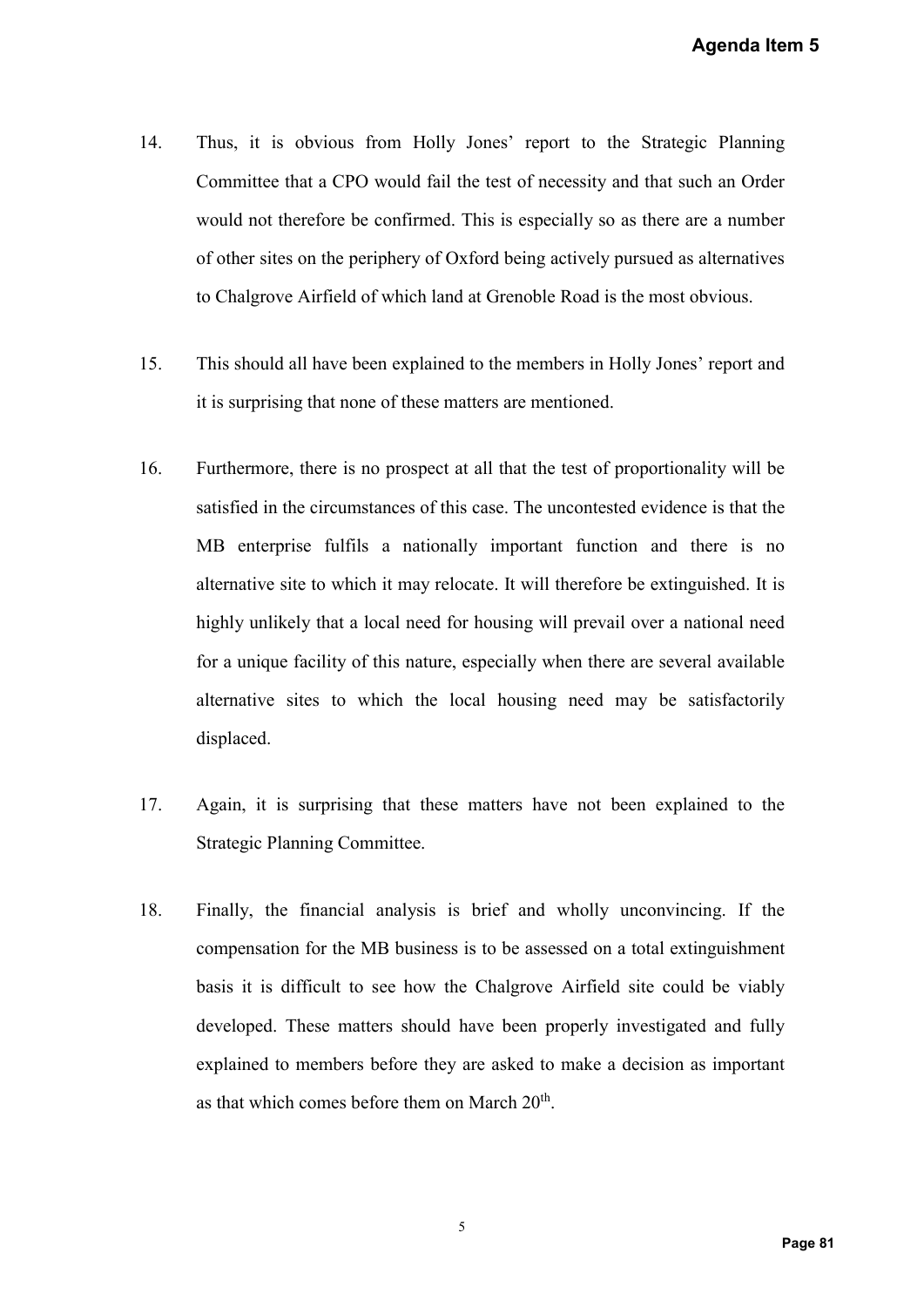14. Thus, it is obvious from Holly Jones' report to the Strategic Planning Committee that a CPO would fail the test of necessity and that such an Order would not therefore be confirmed. This is especially so as there are a number of other sites on the periphery of Oxford being actively pursued as alternatives to Chalgrove Airfield of which land at Grenoble Road is the most obvious.

15. This should all have been explained to the members in Holly Jones' report and it is surprising that none of these matters are mentioned.

16. Furthermore, there is no prospect at all that the test of proportionality will be satisfied in the circumstances of this case. The uncontested evidence is that the MB enterprise fulfils a nationally important function and there is no alternative site to which it may relocate. It will therefore be extinguished. It is highly unlikely that a local need for housing will prevail over a national need for a unique facility of this nature, especially when there are several available alternative sites to which the local housing need may be satisfactorily displaced.

17. Again, it is surprising that these matters have not been explained to the Strategic Planning Committee.

18. Finally, the financial analysis is brief and wholly unconvincing. If the compensation for the MB business is to be assessed on a total extinguishment basis it is difficult to see how the Chalgrove Airfield site could be viably developed. These matters should have been properly investigated and fully explained to members before they are asked to make a decision as important as that which comes before them on March 20th.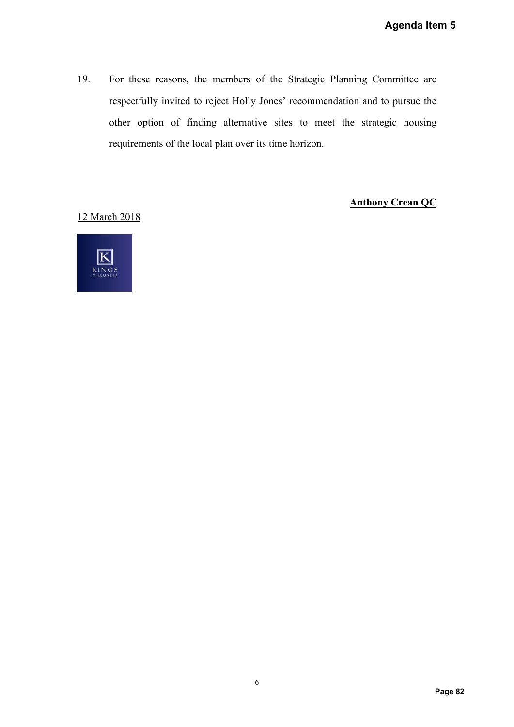19. For these reasons, the members of the Strategic Planning Committee are respectfully invited to reject Holly Jones' recommendation and to pursue the other option of finding alternative sites to meet the strategic housing requirements of the local plan over its time horizon.

**Anthony Crean QC**

12 March 2018

KINGS CHAMBERS